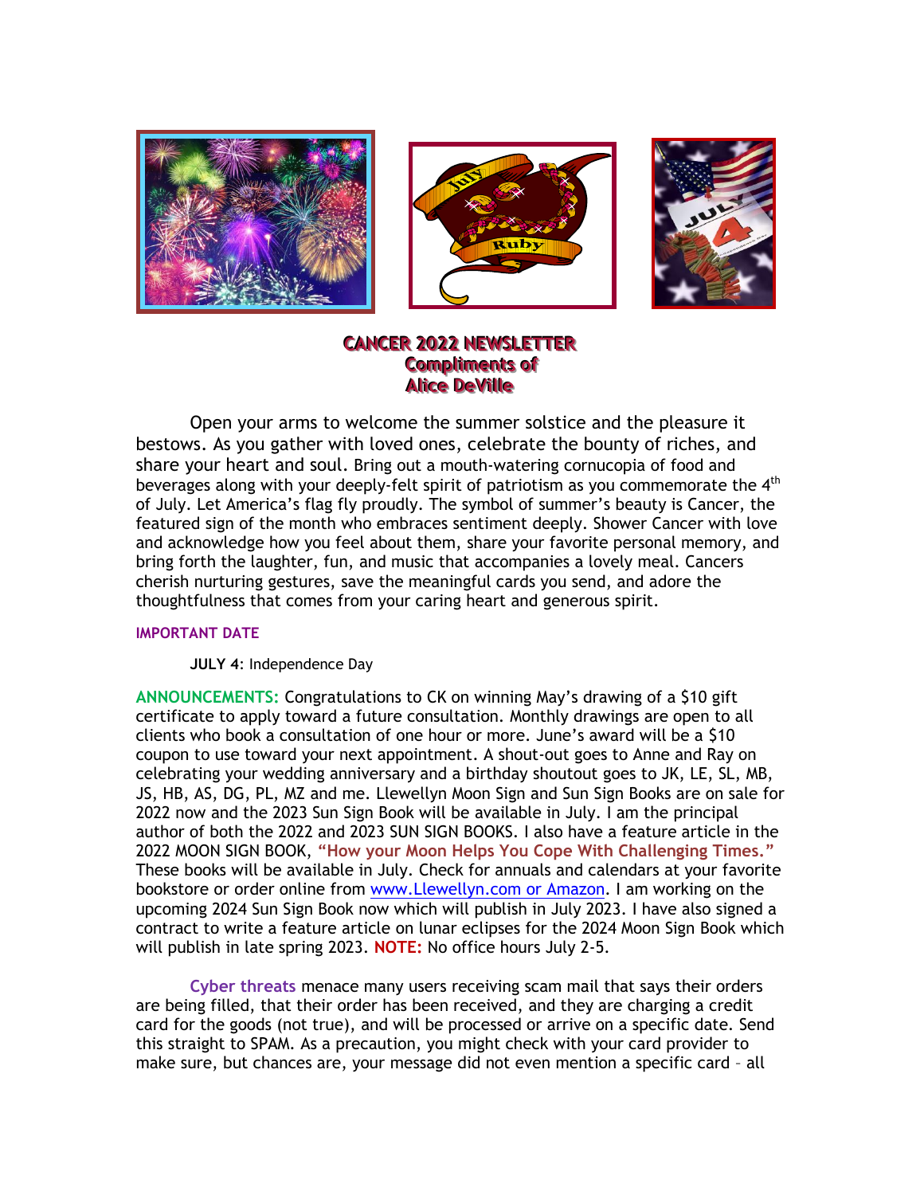# CANCER 2022 NEWSLETTER
## Compliments of
## Alice DeVille

Open your arms to welcome the summer solstice and the pleasure it bestows. As you gather with loved ones, celebrate the bounty of riches, and share your heart and soul. Bring out a mouth-watering cornucopia of food and beverages along with your deeply-felt spirit of patriotism as you commemorate the 4th of July. Let America's flag fly proudly. The symbol of summer's beauty is Cancer, the featured sign of the month who embraces sentiment deeply. Shower Cancer with love and acknowledge how you feel about them, share your favorite personal memory, and bring forth the laughter, fun, and music that accompanies a lovely meal. Cancers cherish nurturing gestures, save the meaningful cards you send, and adore the thoughtfulness that comes from your caring heart and generous spirit.

**IMPORTANT DATE**

**JULY 4**: Independence Day

**ANNOUNCEMENTS:** Congratulations to CK on winning May's drawing of a $10 gift certificate to apply toward a future consultation. Monthly drawings are open to all clients who book a consultation of one hour or more. June's award will be a $10 coupon to use toward your next appointment. A shout-out goes to Anne and Ray on celebrating your wedding anniversary and a birthday shoutout goes to JK, LE, SL, MB, JS, HB, AS, DG, PL, MZ and me. Llewellyn Moon Sign and Sun Sign Books are on sale for 2022 now and the 2023 Sun Sign Book will be available in July. I am the principal author of both the 2022 and 2023 SUN SIGN BOOKS. I also have a feature article in the 2022 MOON SIGN BOOK, **"How your Moon Helps You Cope With Challenging Times."** These books will be available in July. Check for annuals and calendars at your favorite bookstore or order online from www.Llewellyn.com or Amazon. I am working on the upcoming 2024 Sun Sign Book now which will publish in July 2023. I have also signed a contract to write a feature article on lunar eclipses for the 2024 Moon Sign Book which will publish in late spring 2023. **NOTE:** No office hours July 2-5.

**Cyber threats** menace many users receiving scam mail that says their orders are being filled, that their order has been received, and they are charging a credit card for the goods (not true), and will be processed or arrive on a specific date. Send this straight to SPAM. As a precaution, you might check with your card provider to make sure, but chances are, your message did not even mention a specific card – all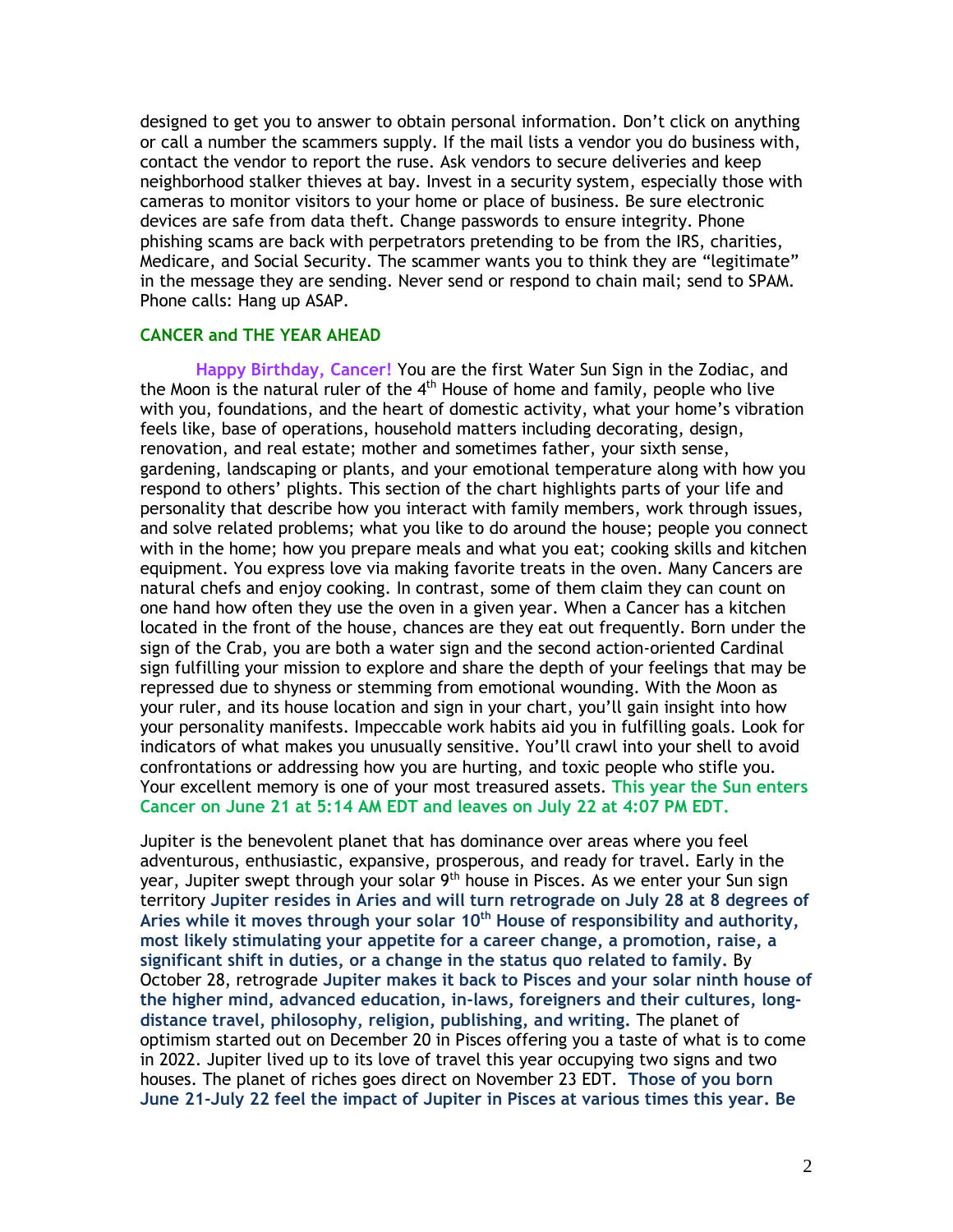designed to get you to answer to obtain personal information. Don't click on anything or call a number the scammers supply. If the mail lists a vendor you do business with, contact the vendor to report the ruse. Ask vendors to secure deliveries and keep neighborhood stalker thieves at bay. Invest in a security system, especially those with cameras to monitor visitors to your home or place of business. Be sure electronic devices are safe from data theft. Change passwords to ensure integrity. Phone phishing scams are back with perpetrators pretending to be from the IRS, charities, Medicare, and Social Security. The scammer wants you to think they are "legitimate" in the message they are sending. Never send or respond to chain mail; send to SPAM. Phone calls: Hang up ASAP.

## CANCER and THE YEAR AHEAD

**Happy Birthday, Cancer!** You are the first Water Sun Sign in the Zodiac, and the Moon is the natural ruler of the 4th House of home and family, people who live with you, foundations, and the heart of domestic activity, what your home's vibration feels like, base of operations, household matters including decorating, design, renovation, and real estate; mother and sometimes father, your sixth sense, gardening, landscaping or plants, and your emotional temperature along with how you respond to others' plights. This section of the chart highlights parts of your life and personality that describe how you interact with family members, work through issues, and solve related problems; what you like to do around the house; people you connect with in the home; how you prepare meals and what you eat; cooking skills and kitchen equipment. You express love via making favorite treats in the oven. Many Cancers are natural chefs and enjoy cooking. In contrast, some of them claim they can count on one hand how often they use the oven in a given year. When a Cancer has a kitchen located in the front of the house, chances are they eat out frequently. Born under the sign of the Crab, you are both a water sign and the second action-oriented Cardinal sign fulfilling your mission to explore and share the depth of your feelings that may be repressed due to shyness or stemming from emotional wounding. With the Moon as your ruler, and its house location and sign in your chart, you'll gain insight into how your personality manifests. Impeccable work habits aid you in fulfilling goals. Look for indicators of what makes you unusually sensitive. You'll crawl into your shell to avoid confrontations or addressing how you are hurting, and toxic people who stifle you. Your excellent memory is one of your most treasured assets. **This year the Sun enters Cancer on June 21 at 5:14 AM EDT and leaves on July 22 at 4:07 PM EDT.**

Jupiter is the benevolent planet that has dominance over areas where you feel adventurous, enthusiastic, expansive, prosperous, and ready for travel. Early in the year, Jupiter swept through your solar 9th house in Pisces. As we enter your Sun sign territory **Jupiter resides in Aries and will turn retrograde on July 28 at 8 degrees of Aries while it moves through your solar 10th House of responsibility and authority, most likely stimulating your appetite for a career change, a promotion, raise, a significant shift in duties, or a change in the status quo related to family.** By October 28, retrograde **Jupiter makes it back to Pisces and your solar ninth house of the higher mind, advanced education, in-laws, foreigners and their cultures, long-distance travel, philosophy, religion, publishing, and writing.** The planet of optimism started out on December 20 in Pisces offering you a taste of what is to come in 2022. Jupiter lived up to its love of travel this year occupying two signs and two houses. The planet of riches goes direct on November 23 EDT. **Those of you born June 21-July 22 feel the impact of Jupiter in Pisces at various times this year. Be**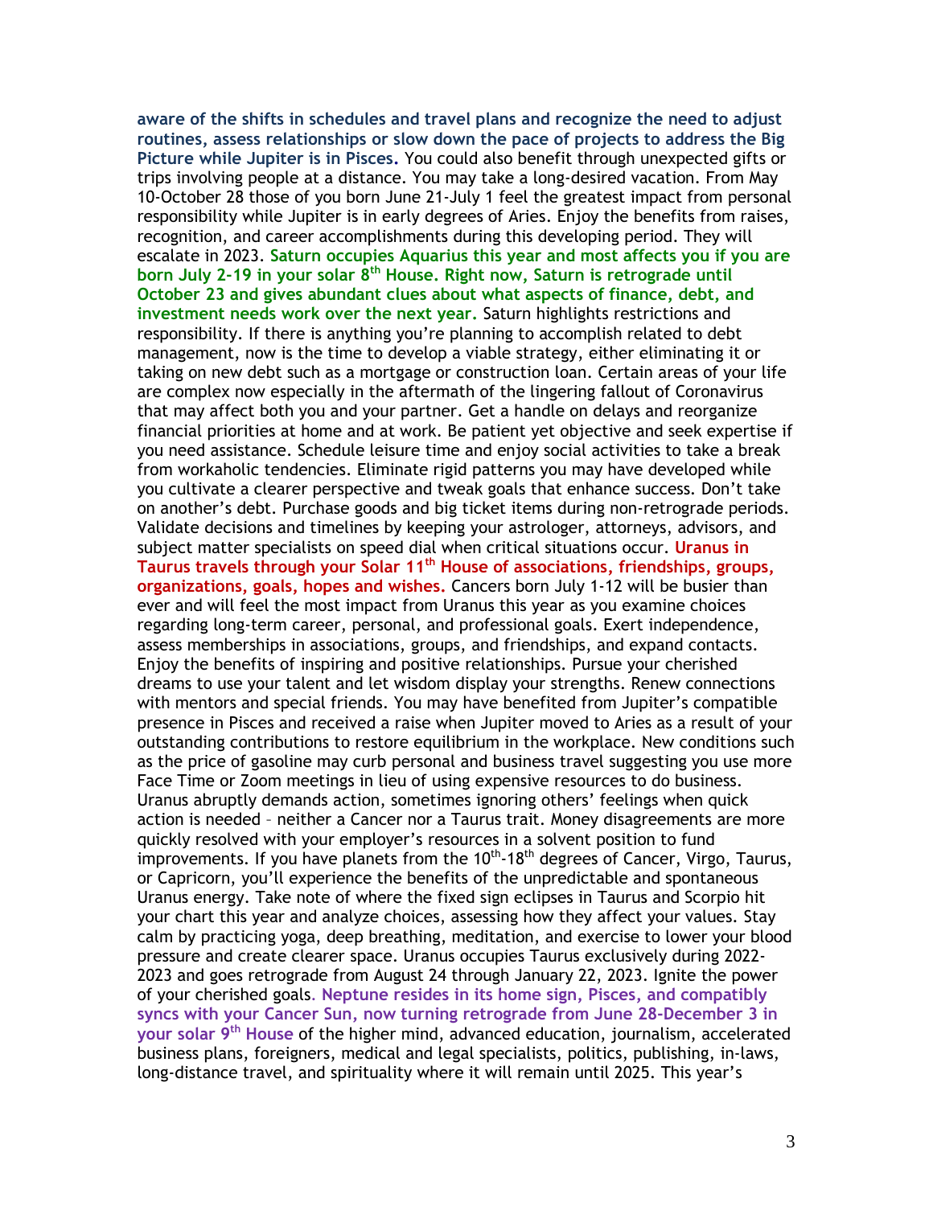**aware of the shifts in schedules and travel plans and recognize the need to adjust routines, assess relationships or slow down the pace of projects to address the Big Picture while Jupiter is in Pisces.** You could also benefit through unexpected gifts or trips involving people at a distance. You may take a long-desired vacation. From May 10-October 28 those of you born June 21-July 1 feel the greatest impact from personal responsibility while Jupiter is in early degrees of Aries. Enjoy the benefits from raises, recognition, and career accomplishments during this developing period. They will escalate in 2023. **Saturn occupies Aquarius this year and most affects you if you are born July 2-19 in your solar 8th House. Right now, Saturn is retrograde until October 23 and gives abundant clues about what aspects of finance, debt, and investment needs work over the next year.** Saturn highlights restrictions and responsibility. If there is anything you're planning to accomplish related to debt management, now is the time to develop a viable strategy, either eliminating it or taking on new debt such as a mortgage or construction loan. Certain areas of your life are complex now especially in the aftermath of the lingering fallout of Coronavirus that may affect both you and your partner. Get a handle on delays and reorganize financial priorities at home and at work. Be patient yet objective and seek expertise if you need assistance. Schedule leisure time and enjoy social activities to take a break from workaholic tendencies. Eliminate rigid patterns you may have developed while you cultivate a clearer perspective and tweak goals that enhance success. Don't take on another's debt. Purchase goods and big ticket items during non-retrograde periods. Validate decisions and timelines by keeping your astrologer, attorneys, advisors, and subject matter specialists on speed dial when critical situations occur. **Uranus in Taurus travels through your Solar 11th House of associations, friendships, groups, organizations, goals, hopes and wishes.** Cancers born July 1-12 will be busier than ever and will feel the most impact from Uranus this year as you examine choices regarding long-term career, personal, and professional goals. Exert independence, assess memberships in associations, groups, and friendships, and expand contacts. Enjoy the benefits of inspiring and positive relationships. Pursue your cherished dreams to use your talent and let wisdom display your strengths. Renew connections with mentors and special friends. You may have benefited from Jupiter's compatible presence in Pisces and received a raise when Jupiter moved to Aries as a result of your outstanding contributions to restore equilibrium in the workplace. New conditions such as the price of gasoline may curb personal and business travel suggesting you use more Face Time or Zoom meetings in lieu of using expensive resources to do business. Uranus abruptly demands action, sometimes ignoring others' feelings when quick action is needed – neither a Cancer nor a Taurus trait. Money disagreements are more quickly resolved with your employer's resources in a solvent position to fund improvements. If you have planets from the 10th-18th degrees of Cancer, Virgo, Taurus, or Capricorn, you'll experience the benefits of the unpredictable and spontaneous Uranus energy. Take note of where the fixed sign eclipses in Taurus and Scorpio hit your chart this year and analyze choices, assessing how they affect your values. Stay calm by practicing yoga, deep breathing, meditation, and exercise to lower your blood pressure and create clearer space. Uranus occupies Taurus exclusively during 2022-2023 and goes retrograde from August 24 through January 22, 2023. Ignite the power of your cherished goals. **Neptune resides in its home sign, Pisces, and compatibly syncs with your Cancer Sun, now turning retrograde from June 28-December 3 in your solar 9th House** of the higher mind, advanced education, journalism, accelerated business plans, foreigners, medical and legal specialists, politics, publishing, in-laws, long-distance travel, and spirituality where it will remain until 2025. This year's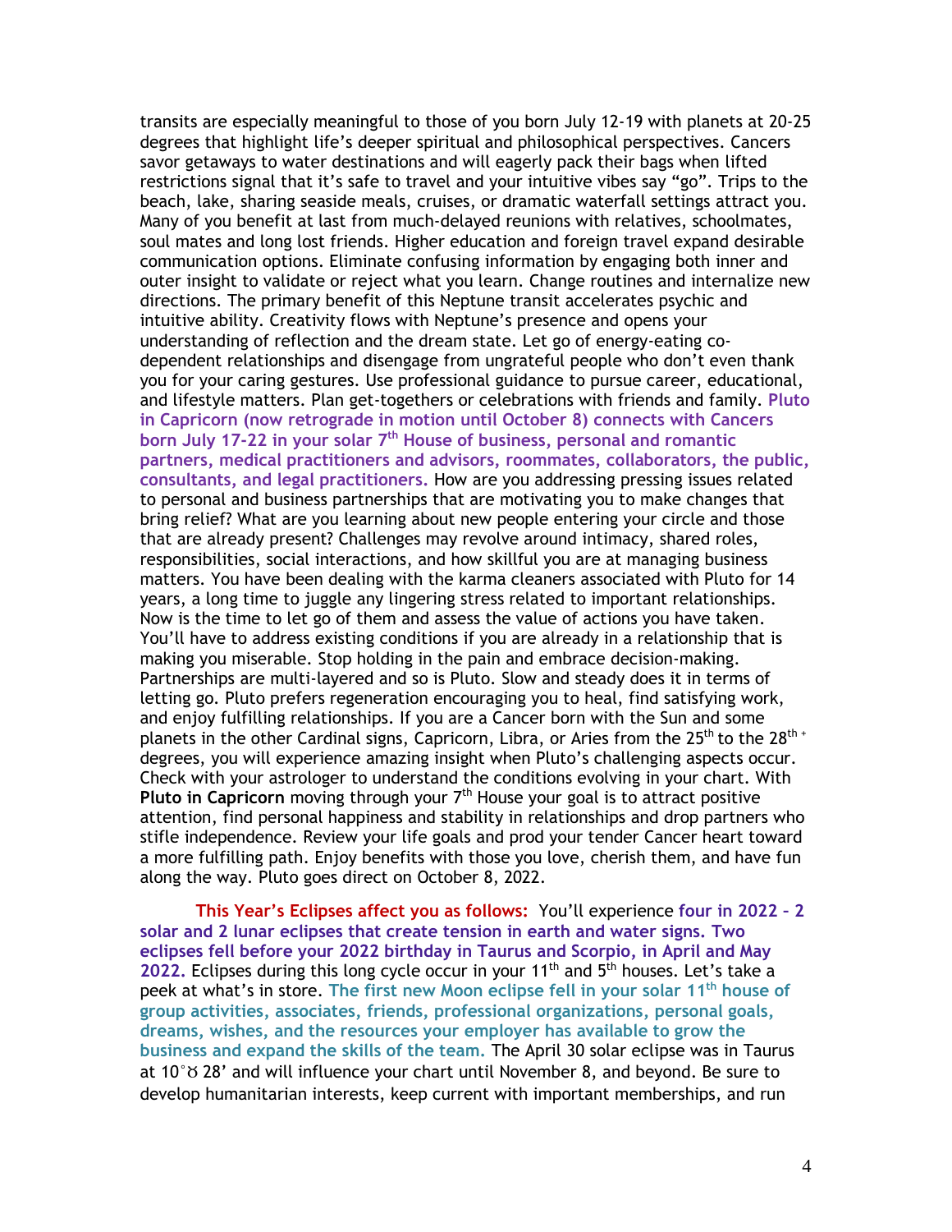transits are especially meaningful to those of you born July 12-19 with planets at 20-25 degrees that highlight life's deeper spiritual and philosophical perspectives. Cancers savor getaways to water destinations and will eagerly pack their bags when lifted restrictions signal that it's safe to travel and your intuitive vibes say "go". Trips to the beach, lake, sharing seaside meals, cruises, or dramatic waterfall settings attract you. Many of you benefit at last from much-delayed reunions with relatives, schoolmates, soul mates and long lost friends. Higher education and foreign travel expand desirable communication options. Eliminate confusing information by engaging both inner and outer insight to validate or reject what you learn. Change routines and internalize new directions. The primary benefit of this Neptune transit accelerates psychic and intuitive ability. Creativity flows with Neptune's presence and opens your understanding of reflection and the dream state. Let go of energy-eating co-dependent relationships and disengage from ungrateful people who don't even thank you for your caring gestures. Use professional guidance to pursue career, educational, and lifestyle matters. Plan get-togethers or celebrations with friends and family. **Pluto in Capricorn (now retrograde in motion until October 8) connects with Cancers born July 17-22 in your solar 7th House of business, personal and romantic partners, medical practitioners and advisors, roommates, collaborators, the public, consultants, and legal practitioners.** How are you addressing pressing issues related to personal and business partnerships that are motivating you to make changes that bring relief? What are you learning about new people entering your circle and those that are already present? Challenges may revolve around intimacy, shared roles, responsibilities, social interactions, and how skillful you are at managing business matters. You have been dealing with the karma cleaners associated with Pluto for 14 years, a long time to juggle any lingering stress related to important relationships. Now is the time to let go of them and assess the value of actions you have taken. You'll have to address existing conditions if you are already in a relationship that is making you miserable. Stop holding in the pain and embrace decision-making. Partnerships are multi-layered and so is Pluto. Slow and steady does it in terms of letting go. Pluto prefers regeneration encouraging you to heal, find satisfying work, and enjoy fulfilling relationships. If you are a Cancer born with the Sun and some planets in the other Cardinal signs, Capricorn, Libra, or Aries from the 25th to the 28th + degrees, you will experience amazing insight when Pluto's challenging aspects occur. Check with your astrologer to understand the conditions evolving in your chart. With **Pluto in Capricorn** moving through your 7th House your goal is to attract positive attention, find personal happiness and stability in relationships and drop partners who stifle independence. Review your life goals and prod your tender Cancer heart toward a more fulfilling path. Enjoy benefits with those you love, cherish them, and have fun along the way. Pluto goes direct on October 8, 2022.

**This Year's Eclipses affect you as follows:** You'll experience **four in 2022 – 2 solar and 2 lunar eclipses that create tension in earth and water signs. Two eclipses fell before your 2022 birthday in Taurus and Scorpio, in April and May 2022.** Eclipses during this long cycle occur in your 11th and 5th houses. Let's take a peek at what's in store. **The first new Moon eclipse fell in your solar 11th house of group activities, associates, friends, professional organizations, personal goals, dreams, wishes, and the resources your employer has available to grow the business and expand the skills of the team.** The April 30 solar eclipse was in Taurus at 10°♉ 28' and will influence your chart until November 8, and beyond. Be sure to develop humanitarian interests, keep current with important memberships, and run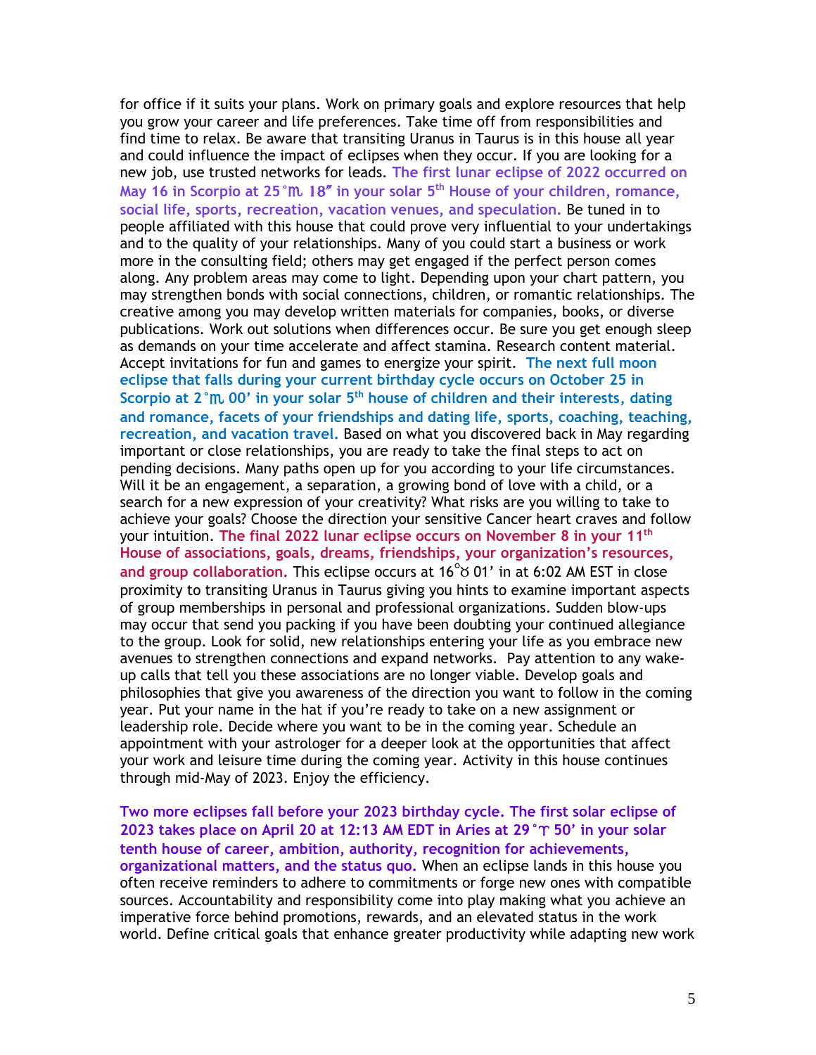for office if it suits your plans. Work on primary goals and explore resources that help you grow your career and life preferences. Take time off from responsibilities and find time to relax. Be aware that transiting Uranus in Taurus is in this house all year and could influence the impact of eclipses when they occur. If you are looking for a new job, use trusted networks for leads. **The first lunar eclipse of 2022 occurred on May 16 in Scorpio at 25°♏ 18″ in your solar 5th House of your children, romance, social life, sports, recreation, vacation venues, and speculation.** Be tuned in to people affiliated with this house that could prove very influential to your undertakings and to the quality of your relationships. Many of you could start a business or work more in the consulting field; others may get engaged if the perfect person comes along. Any problem areas may come to light. Depending upon your chart pattern, you may strengthen bonds with social connections, children, or romantic relationships. The creative among you may develop written materials for companies, books, or diverse publications. Work out solutions when differences occur. Be sure you get enough sleep as demands on your time accelerate and affect stamina. Research content material. Accept invitations for fun and games to energize your spirit. **The next full moon eclipse that falls during your current birthday cycle occurs on October 25 in Scorpio at 2°♏ 00' in your solar 5th house of children and their interests, dating and romance, facets of your friendships and dating life, sports, coaching, teaching, recreation, and vacation travel.** Based on what you discovered back in May regarding important or close relationships, you are ready to take the final steps to act on pending decisions. Many paths open up for you according to your life circumstances. Will it be an engagement, a separation, a growing bond of love with a child, or a search for a new expression of your creativity? What risks are you willing to take to achieve your goals? Choose the direction your sensitive Cancer heart craves and follow your intuition. **The final 2022 lunar eclipse occurs on November 8 in your 11th House of associations, goals, dreams, friendships, your organization's resources, and group collaboration.** This eclipse occurs at 16°♉ 01' in at 6:02 AM EST in close proximity to transiting Uranus in Taurus giving you hints to examine important aspects of group memberships in personal and professional organizations. Sudden blow-ups may occur that send you packing if you have been doubting your continued allegiance to the group. Look for solid, new relationships entering your life as you embrace new avenues to strengthen connections and expand networks. Pay attention to any wake-up calls that tell you these associations are no longer viable. Develop goals and philosophies that give you awareness of the direction you want to follow in the coming year. Put your name in the hat if you're ready to take on a new assignment or leadership role. Decide where you want to be in the coming year. Schedule an appointment with your astrologer for a deeper look at the opportunities that affect your work and leisure time during the coming year. Activity in this house continues through mid-May of 2023. Enjoy the efficiency.

**Two more eclipses fall before your 2023 birthday cycle. The first solar eclipse of 2023 takes place on April 20 at 12:13 AM EDT in Aries at 29°♈ 50' in your solar tenth house of career, ambition, authority, recognition for achievements, organizational matters, and the status quo.** When an eclipse lands in this house you often receive reminders to adhere to commitments or forge new ones with compatible sources. Accountability and responsibility come into play making what you achieve an imperative force behind promotions, rewards, and an elevated status in the work world. Define critical goals that enhance greater productivity while adapting new work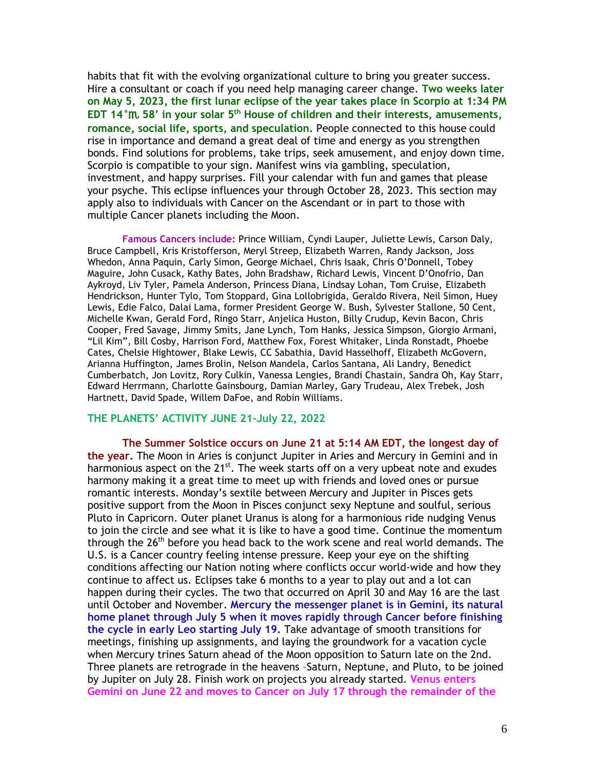habits that fit with the evolving organizational culture to bring you greater success. Hire a consultant or coach if you need help managing career change. **Two weeks later on May 5, 2023, the first lunar eclipse of the year takes place in Scorpio at 1:34 PM EDT 14°♏ 58' in your solar 5th House of children and their interests, amusements, romance, social life, sports, and speculation.** People connected to this house could rise in importance and demand a great deal of time and energy as you strengthen bonds. Find solutions for problems, take trips, seek amusement, and enjoy down time. Scorpio is compatible to your sign. Manifest wins via gambling, speculation, investment, and happy surprises. Fill your calendar with fun and games that please your psyche. This eclipse influences your through October 28, 2023. This section may apply also to individuals with Cancer on the Ascendant or in part to those with multiple Cancer planets including the Moon.

**Famous Cancers include:** Prince William, Cyndi Lauper, Juliette Lewis, Carson Daly, Bruce Campbell, Kris Kristofferson, Meryl Streep, Elizabeth Warren, Randy Jackson, Joss Whedon, Anna Paquin, Carly Simon, George Michael, Chris Isaak, Chris O'Donnell, Tobey Maguire, John Cusack, Kathy Bates, John Bradshaw, Richard Lewis, Vincent D'Onofrio, Dan Aykroyd, Liv Tyler, Pamela Anderson, Princess Diana, Lindsay Lohan, Tom Cruise, Elizabeth Hendrickson, Hunter Tylo, Tom Stoppard, Gina Lollobrigida, Geraldo Rivera, Neil Simon, Huey Lewis, Edie Falco, Dalai Lama, former President George W. Bush, Sylvester Stallone, 50 Cent, Michelle Kwan, Gerald Ford, Ringo Starr, Anjelica Huston, Billy Crudup, Kevin Bacon, Chris Cooper, Fred Savage, Jimmy Smits, Jane Lynch, Tom Hanks, Jessica Simpson, Giorgio Armani, "Lil Kim", Bill Cosby, Harrison Ford, Matthew Fox, Forest Whitaker, Linda Ronstadt, Phoebe Cates, Chelsie Hightower, Blake Lewis, CC Sabathia, David Hasselhoff, Elizabeth McGovern, Arianna Huffington, James Brolin, Nelson Mandela, Carlos Santana, Ali Landry, Benedict Cumberbatch, Jon Lovitz, Rory Culkin, Vanessa Lengies, Brandi Chastain, Sandra Oh, Kay Starr, Edward Herrmann, Charlotte Gainsbourg, Damian Marley, Gary Trudeau, Alex Trebek, Josh Hartnett, David Spade, Willem DaFoe, and Robin Williams.

## THE PLANETS' ACTIVITY JUNE 21-July 22, 2022

**The Summer Solstice occurs on June 21 at 5:14 AM EDT, the longest day of the year.** The Moon in Aries is conjunct Jupiter in Aries and Mercury in Gemini and in harmonious aspect on the 21st. The week starts off on a very upbeat note and exudes harmony making it a great time to meet up with friends and loved ones or pursue romantic interests. Monday's sextile between Mercury and Jupiter in Pisces gets positive support from the Moon in Pisces conjunct sexy Neptune and soulful, serious Pluto in Capricorn. Outer planet Uranus is along for a harmonious ride nudging Venus to join the circle and see what it is like to have a good time. Continue the momentum through the 26th before you head back to the work scene and real world demands. The U.S. is a Cancer country feeling intense pressure. Keep your eye on the shifting conditions affecting our Nation noting where conflicts occur world-wide and how they continue to affect us. Eclipses take 6 months to a year to play out and a lot can happen during their cycles. The two that occurred on April 30 and May 16 are the last until October and November. **Mercury the messenger planet is in Gemini, its natural home planet through July 5 when it moves rapidly through Cancer before finishing the cycle in early Leo starting July 19.** Take advantage of smooth transitions for meetings, finishing up assignments, and laying the groundwork for a vacation cycle when Mercury trines Saturn ahead of the Moon opposition to Saturn late on the 2nd. Three planets are retrograde in the heavens –Saturn, Neptune, and Pluto, to be joined by Jupiter on July 28. Finish work on projects you already started. **Venus enters Gemini on June 22 and moves to Cancer on July 17 through the remainder of the**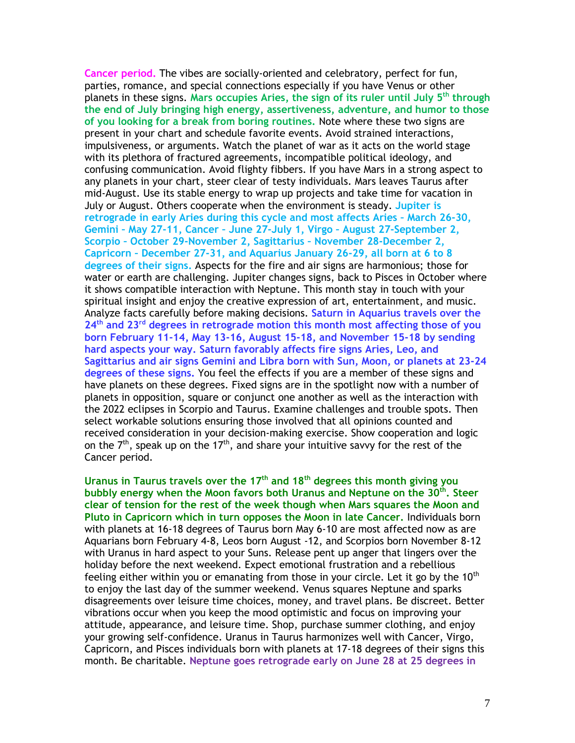**Cancer period.** The vibes are socially-oriented and celebratory, perfect for fun, parties, romance, and special connections especially if you have Venus or other planets in these signs. **Mars occupies Aries, the sign of its ruler until July 5th through the end of July bringing high energy, assertiveness, adventure, and humor to those of you looking for a break from boring routines.** Note where these two signs are present in your chart and schedule favorite events. Avoid strained interactions, impulsiveness, or arguments. Watch the planet of war as it acts on the world stage with its plethora of fractured agreements, incompatible political ideology, and confusing communication. Avoid flighty fibbers. If you have Mars in a strong aspect to any planets in your chart, steer clear of testy individuals. Mars leaves Taurus after mid-August. Use its stable energy to wrap up projects and take time for vacation in July or August. Others cooperate when the environment is steady. **Jupiter is retrograde in early Aries during this cycle and most affects Aries – March 26-30, Gemini – May 27-11, Cancer – June 27-July 1, Virgo – August 27-September 2, Scorpio – October 29-November 2, Sagittarius – November 28-December 2, Capricorn – December 27-31, and Aquarius January 26-29, all born at 6 to 8 degrees of their signs.** Aspects for the fire and air signs are harmonious; those for water or earth are challenging. Jupiter changes signs, back to Pisces in October where it shows compatible interaction with Neptune. This month stay in touch with your spiritual insight and enjoy the creative expression of art, entertainment, and music. Analyze facts carefully before making decisions. **Saturn in Aquarius travels over the 24th and 23rd degrees in retrograde motion this month most affecting those of you born February 11-14, May 13-16, August 15-18, and November 15-18 by sending hard aspects your way. Saturn favorably affects fire signs Aries, Leo, and Sagittarius and air signs Gemini and Libra born with Sun, Moon, or planets at 23-24 degrees of these signs.** You feel the effects if you are a member of these signs and have planets on these degrees. Fixed signs are in the spotlight now with a number of planets in opposition, square or conjunct one another as well as the interaction with the 2022 eclipses in Scorpio and Taurus. Examine challenges and trouble spots. Then select workable solutions ensuring those involved that all opinions counted and received consideration in your decision-making exercise. Show cooperation and logic on the 7th, speak up on the 17th, and share your intuitive savvy for the rest of the Cancer period.

**Uranus in Taurus travels over the 17th and 18th degrees this month giving you bubbly energy when the Moon favors both Uranus and Neptune on the 30th. Steer clear of tension for the rest of the week though when Mars squares the Moon and Pluto in Capricorn which in turn opposes the Moon in late Cancer.** Individuals born with planets at 16-18 degrees of Taurus born May 6-10 are most affected now as are Aquarians born February 4-8, Leos born August -12, and Scorpios born November 8-12 with Uranus in hard aspect to your Suns. Release pent up anger that lingers over the holiday before the next weekend. Expect emotional frustration and a rebellious feeling either within you or emanating from those in your circle. Let it go by the 10th to enjoy the last day of the summer weekend. Venus squares Neptune and sparks disagreements over leisure time choices, money, and travel plans. Be discreet. Better vibrations occur when you keep the mood optimistic and focus on improving your attitude, appearance, and leisure time. Shop, purchase summer clothing, and enjoy your growing self-confidence. Uranus in Taurus harmonizes well with Cancer, Virgo, Capricorn, and Pisces individuals born with planets at 17-18 degrees of their signs this month. Be charitable. **Neptune goes retrograde early on June 28 at 25 degrees in**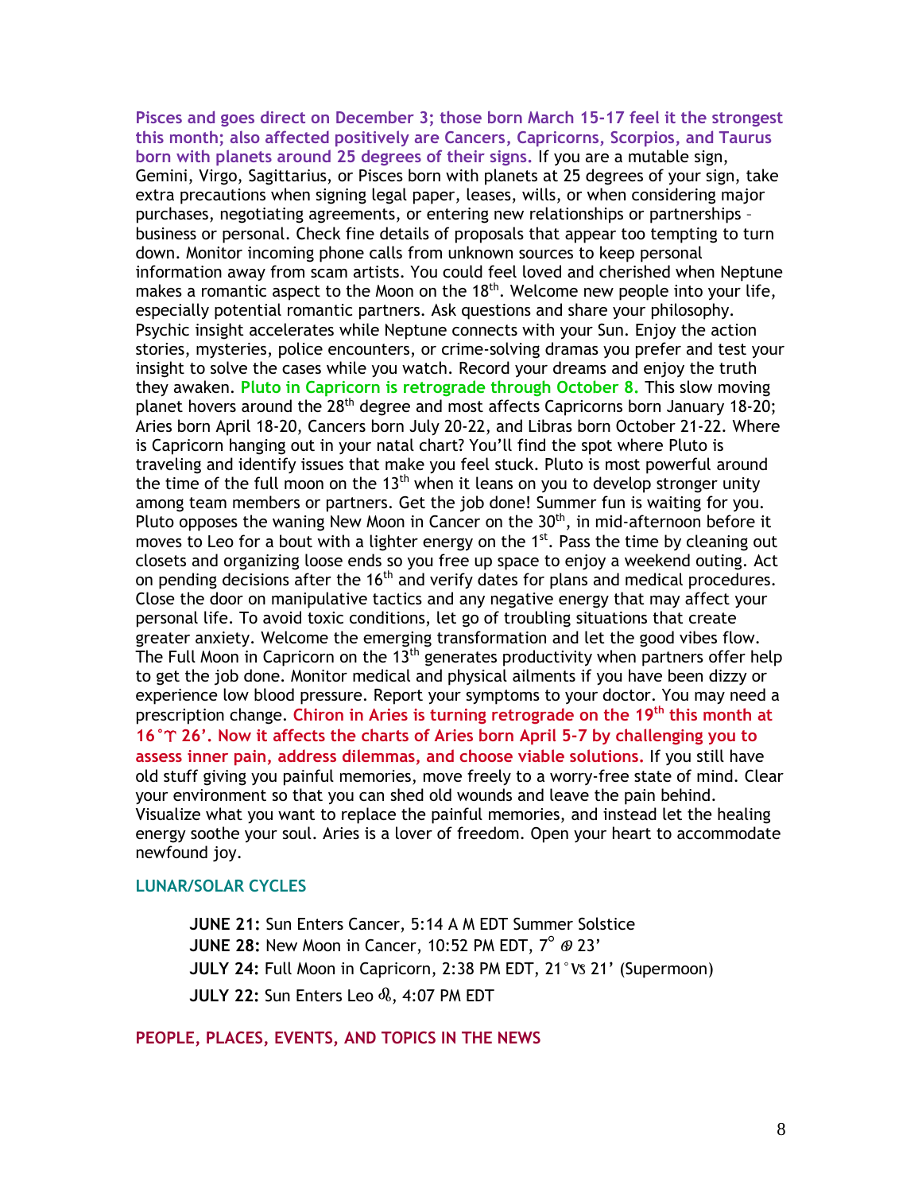**Pisces and goes direct on December 3; those born March 15-17 feel it the strongest this month; also affected positively are Cancers, Capricorns, Scorpios, and Taurus born with planets around 25 degrees of their signs.** If you are a mutable sign, Gemini, Virgo, Sagittarius, or Pisces born with planets at 25 degrees of your sign, take extra precautions when signing legal paper, leases, wills, or when considering major purchases, negotiating agreements, or entering new relationships or partnerships – business or personal. Check fine details of proposals that appear too tempting to turn down. Monitor incoming phone calls from unknown sources to keep personal information away from scam artists. You could feel loved and cherished when Neptune makes a romantic aspect to the Moon on the 18th. Welcome new people into your life, especially potential romantic partners. Ask questions and share your philosophy. Psychic insight accelerates while Neptune connects with your Sun. Enjoy the action stories, mysteries, police encounters, or crime-solving dramas you prefer and test your insight to solve the cases while you watch. Record your dreams and enjoy the truth they awaken. **Pluto in Capricorn is retrograde through October 8.** This slow moving planet hovers around the 28th degree and most affects Capricorns born January 18-20; Aries born April 18-20, Cancers born July 20-22, and Libras born October 21-22. Where is Capricorn hanging out in your natal chart? You'll find the spot where Pluto is traveling and identify issues that make you feel stuck. Pluto is most powerful around the time of the full moon on the 13th when it leans on you to develop stronger unity among team members or partners. Get the job done! Summer fun is waiting for you. Pluto opposes the waning New Moon in Cancer on the 30th, in mid-afternoon before it moves to Leo for a bout with a lighter energy on the 1st. Pass the time by cleaning out closets and organizing loose ends so you free up space to enjoy a weekend outing. Act on pending decisions after the 16th and verify dates for plans and medical procedures. Close the door on manipulative tactics and any negative energy that may affect your personal life. To avoid toxic conditions, let go of troubling situations that create greater anxiety. Welcome the emerging transformation and let the good vibes flow. The Full Moon in Capricorn on the 13th generates productivity when partners offer help to get the job done. Monitor medical and physical ailments if you have been dizzy or experience low blood pressure. Report your symptoms to your doctor. You may need a prescription change. **Chiron in Aries is turning retrograde on the 19th this month at 16°♈ 26'. Now it affects the charts of Aries born April 5-7 by challenging you to assess inner pain, address dilemmas, and choose viable solutions.** If you still have old stuff giving you painful memories, move freely to a worry-free state of mind. Clear your environment so that you can shed old wounds and leave the pain behind. Visualize what you want to replace the painful memories, and instead let the healing energy soothe your soul. Aries is a lover of freedom. Open your heart to accommodate newfound joy.

## LUNAR/SOLAR CYCLES

**JUNE 21:** Sun Enters Cancer, 5:14 A M EDT Summer Solstice
**JUNE 28:** New Moon in Cancer, 10:52 PM EDT, 7° ♋ 23'
**JULY 24:** Full Moon in Capricorn, 2:38 PM EDT, 21°♑ 21' (Supermoon)
**JULY 22:** Sun Enters Leo ♌, 4:07 PM EDT

## PEOPLE, PLACES, EVENTS, AND TOPICS IN THE NEWS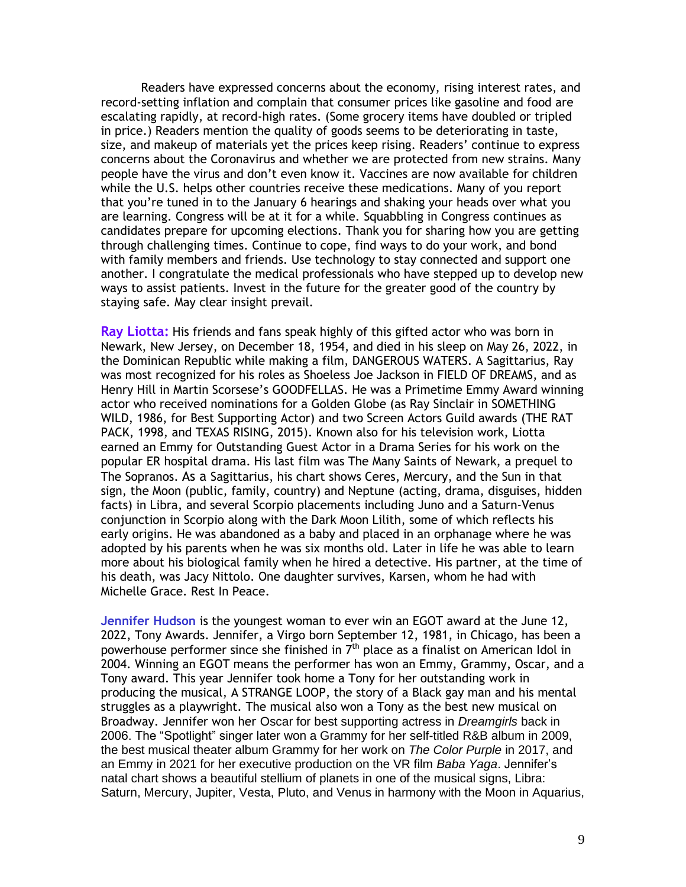Readers have expressed concerns about the economy, rising interest rates, and record-setting inflation and complain that consumer prices like gasoline and food are escalating rapidly, at record-high rates. (Some grocery items have doubled or tripled in price.) Readers mention the quality of goods seems to be deteriorating in taste, size, and makeup of materials yet the prices keep rising. Readers' continue to express concerns about the Coronavirus and whether we are protected from new strains. Many people have the virus and don't even know it. Vaccines are now available for children while the U.S. helps other countries receive these medications. Many of you report that you're tuned in to the January 6 hearings and shaking your heads over what you are learning. Congress will be at it for a while. Squabbling in Congress continues as candidates prepare for upcoming elections. Thank you for sharing how you are getting through challenging times. Continue to cope, find ways to do your work, and bond with family members and friends. Use technology to stay connected and support one another. I congratulate the medical professionals who have stepped up to develop new ways to assist patients. Invest in the future for the greater good of the country by staying safe. May clear insight prevail.

**Ray Liotta:** His friends and fans speak highly of this gifted actor who was born in Newark, New Jersey, on December 18, 1954, and died in his sleep on May 26, 2022, in the Dominican Republic while making a film, DANGEROUS WATERS. A Sagittarius, Ray was most recognized for his roles as Shoeless Joe Jackson in FIELD OF DREAMS, and as Henry Hill in Martin Scorsese's GOODFELLAS. He was a Primetime Emmy Award winning actor who received nominations for a Golden Globe (as Ray Sinclair in SOMETHING WILD, 1986, for Best Supporting Actor) and two Screen Actors Guild awards (THE RAT PACK, 1998, and TEXAS RISING, 2015). Known also for his television work, Liotta earned an Emmy for Outstanding Guest Actor in a Drama Series for his work on the popular ER hospital drama. His last film was The Many Saints of Newark, a prequel to The Sopranos. As a Sagittarius, his chart shows Ceres, Mercury, and the Sun in that sign, the Moon (public, family, country) and Neptune (acting, drama, disguises, hidden facts) in Libra, and several Scorpio placements including Juno and a Saturn-Venus conjunction in Scorpio along with the Dark Moon Lilith, some of which reflects his early origins. He was abandoned as a baby and placed in an orphanage where he was adopted by his parents when he was six months old. Later in life he was able to learn more about his biological family when he hired a detective. His partner, at the time of his death, was Jacy Nittolo. One daughter survives, Karsen, whom he had with Michelle Grace. Rest In Peace.

**Jennifer Hudson** is the youngest woman to ever win an EGOT award at the June 12, 2022, Tony Awards. Jennifer, a Virgo born September 12, 1981, in Chicago, has been a powerhouse performer since she finished in 7th place as a finalist on American Idol in 2004. Winning an EGOT means the performer has won an Emmy, Grammy, Oscar, and a Tony award. This year Jennifer took home a Tony for her outstanding work in producing the musical, A STRANGE LOOP, the story of a Black gay man and his mental struggles as a playwright. The musical also won a Tony as the best new musical on Broadway. Jennifer won her Oscar for best supporting actress in *Dreamgirls* back in 2006. The "Spotlight" singer later won a Grammy for her self-titled R&B album in 2009, the best musical theater album Grammy for her work on *The Color Purple* in 2017, and an Emmy in 2021 for her executive production on the VR film *Baba Yaga*. Jennifer's natal chart shows a beautiful stellium of planets in one of the musical signs, Libra: Saturn, Mercury, Jupiter, Vesta, Pluto, and Venus in harmony with the Moon in Aquarius,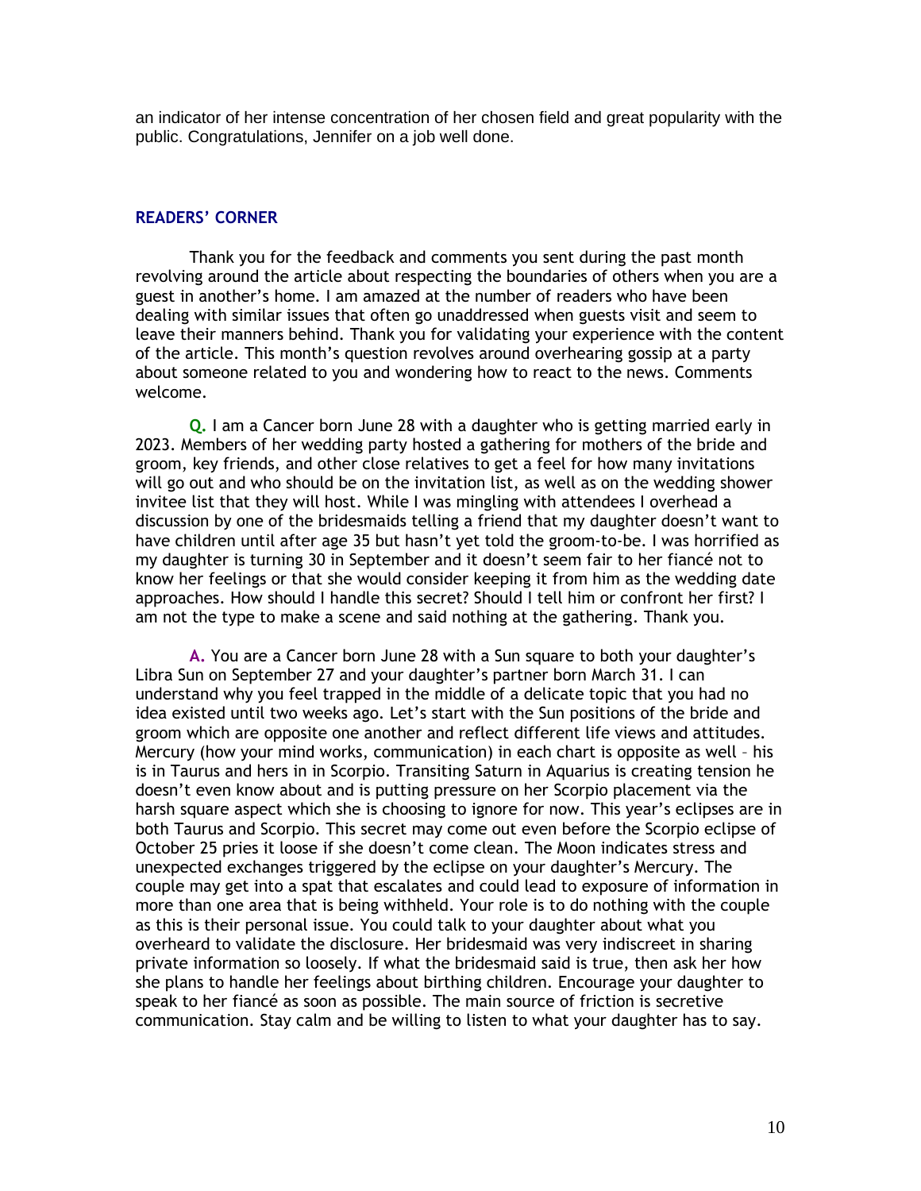an indicator of her intense concentration of her chosen field and great popularity with the public. Congratulations, Jennifer on a job well done.

## READERS' CORNER

Thank you for the feedback and comments you sent during the past month revolving around the article about respecting the boundaries of others when you are a guest in another's home. I am amazed at the number of readers who have been dealing with similar issues that often go unaddressed when guests visit and seem to leave their manners behind. Thank you for validating your experience with the content of the article. This month's question revolves around overhearing gossip at a party about someone related to you and wondering how to react to the news. Comments welcome.

**Q.** I am a Cancer born June 28 with a daughter who is getting married early in 2023. Members of her wedding party hosted a gathering for mothers of the bride and groom, key friends, and other close relatives to get a feel for how many invitations will go out and who should be on the invitation list, as well as on the wedding shower invitee list that they will host. While I was mingling with attendees I overhead a discussion by one of the bridesmaids telling a friend that my daughter doesn't want to have children until after age 35 but hasn't yet told the groom-to-be. I was horrified as my daughter is turning 30 in September and it doesn't seem fair to her fiancé not to know her feelings or that she would consider keeping it from him as the wedding date approaches. How should I handle this secret? Should I tell him or confront her first? I am not the type to make a scene and said nothing at the gathering. Thank you.

**A.** You are a Cancer born June 28 with a Sun square to both your daughter's Libra Sun on September 27 and your daughter's partner born March 31. I can understand why you feel trapped in the middle of a delicate topic that you had no idea existed until two weeks ago. Let's start with the Sun positions of the bride and groom which are opposite one another and reflect different life views and attitudes. Mercury (how your mind works, communication) in each chart is opposite as well – his is in Taurus and hers in in Scorpio. Transiting Saturn in Aquarius is creating tension he doesn't even know about and is putting pressure on her Scorpio placement via the harsh square aspect which she is choosing to ignore for now. This year's eclipses are in both Taurus and Scorpio. This secret may come out even before the Scorpio eclipse of October 25 pries it loose if she doesn't come clean. The Moon indicates stress and unexpected exchanges triggered by the eclipse on your daughter's Mercury. The couple may get into a spat that escalates and could lead to exposure of information in more than one area that is being withheld. Your role is to do nothing with the couple as this is their personal issue. You could talk to your daughter about what you overheard to validate the disclosure. Her bridesmaid was very indiscreet in sharing private information so loosely. If what the bridesmaid said is true, then ask her how she plans to handle her feelings about birthing children. Encourage your daughter to speak to her fiancé as soon as possible. The main source of friction is secretive communication. Stay calm and be willing to listen to what your daughter has to say.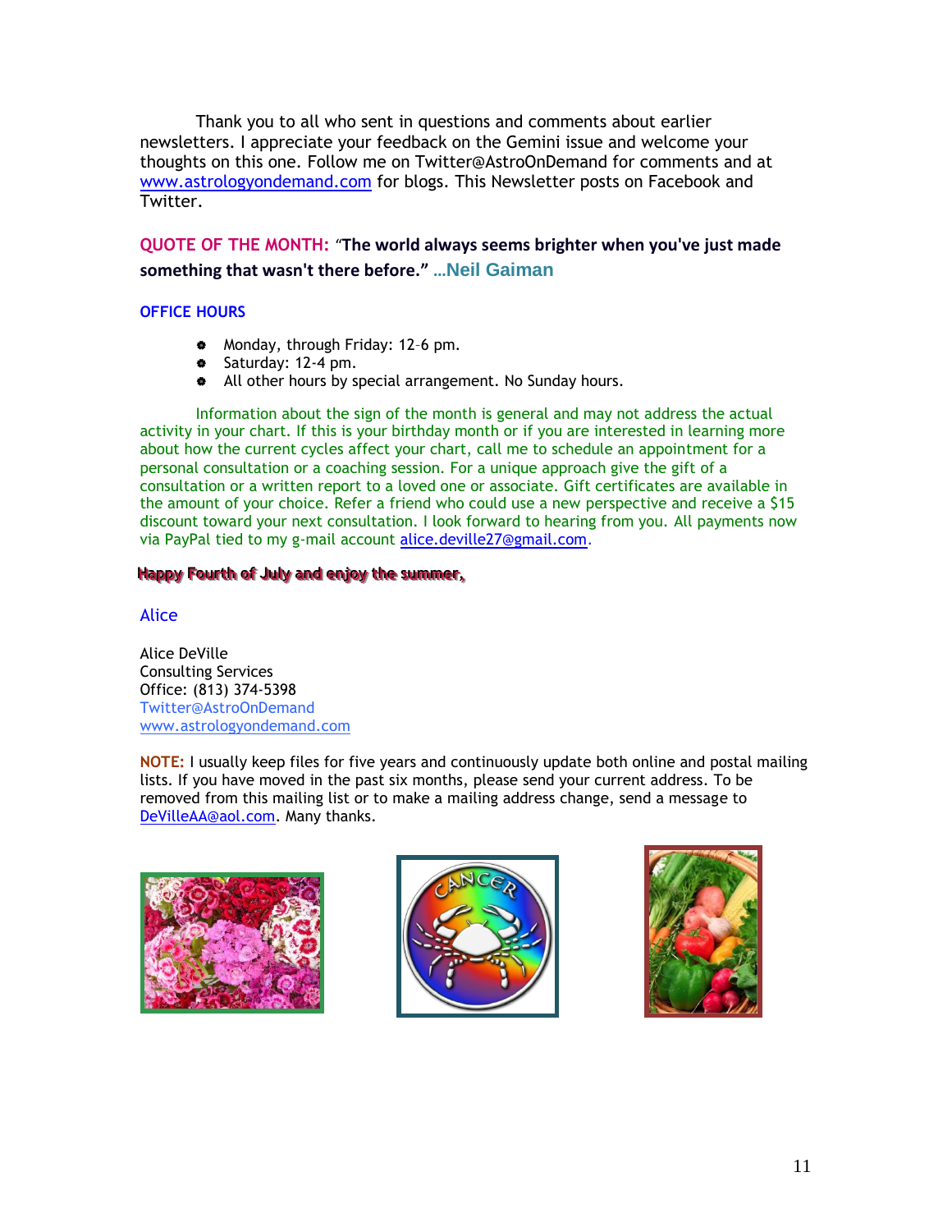Thank you to all who sent in questions and comments about earlier newsletters. I appreciate your feedback on the Gemini issue and welcome your thoughts on this one. Follow me on Twitter@AstroOnDemand for comments and at www.astrologyondemand.com for blogs. This Newsletter posts on Facebook and Twitter.

**QUOTE OF THE MONTH:** "**The world always seems brighter when you've just made something that wasn't there before.**" **…Neil Gaiman**

**OFFICE HOURS**

- Monday, through Friday: 12–6 pm.
- Saturday: 12-4 pm.
- All other hours by special arrangement. No Sunday hours.

Information about the sign of the month is general and may not address the actual activity in your chart. If this is your birthday month or if you are interested in learning more about how the current cycles affect your chart, call me to schedule an appointment for a personal consultation or a coaching session. For a unique approach give the gift of a consultation or a written report to a loved one or associate. Gift certificates are available in the amount of your choice. Refer a friend who could use a new perspective and receive a $15 discount toward your next consultation. I look forward to hearing from you. All payments now via PayPal tied to my g-mail account alice.deville27@gmail.com.

**Happy Fourth of July and enjoy the summer,**

Alice

Alice DeVille
Consulting Services
Office: (813) 374-5398
Twitter@AstroOnDemand
www.astrologyondemand.com

**NOTE:** I usually keep files for five years and continuously update both online and postal mailing lists. If you have moved in the past six months, please send your current address. To be removed from this mailing list or to make a mailing address change, send a message to DeVilleAA@aol.com. Many thanks.